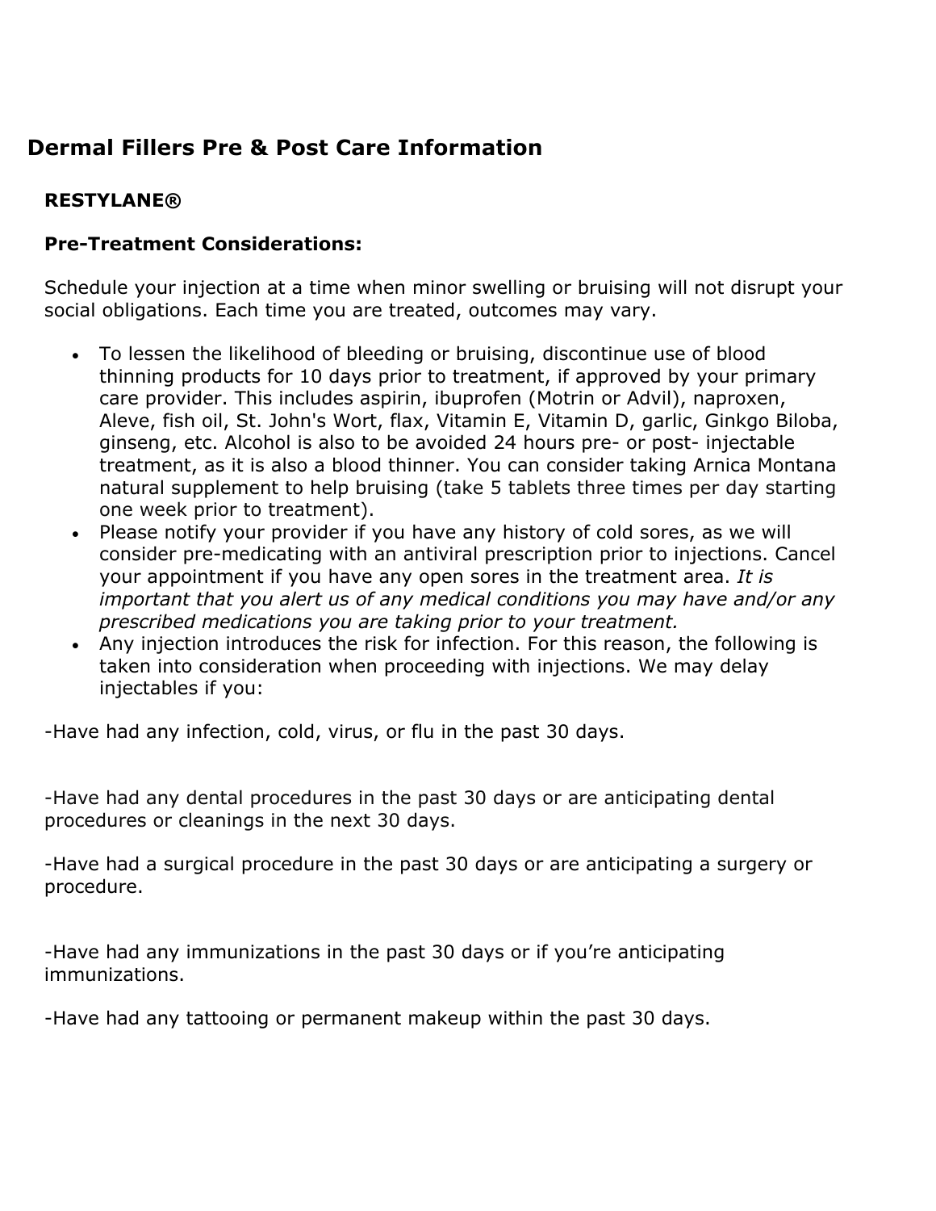# Dermal Fillers Pre & Post Care Information

## RESTYLANE®

### Pre-Treatment Considerations:

Schedule your injection at a time when minor swelling or bruising will not disrupt your social obligations. Each time you are treated, outcomes may vary.

- To lessen the likelihood of bleeding or bruising, discontinue use of blood thinning products for 10 days prior to treatment, if approved by your primary care provider. This includes aspirin, ibuprofen (Motrin or Advil), naproxen, Aleve, fish oil, St. John's Wort, flax, Vitamin E, Vitamin D, garlic, Ginkgo Biloba, ginseng, etc. Alcohol is also to be avoided 24 hours pre- or post- injectable treatment, as it is also a blood thinner. You can consider taking Arnica Montana natural supplement to help bruising (take 5 tablets three times per day starting one week prior to treatment).
- Please notify your provider if you have any history of cold sores, as we will consider pre-medicating with an antiviral prescription prior to injections. Cancel your appointment if you have any open sores in the treatment area. *It is important that you alert us of any medical conditions you may have and/or any prescribed medications you are taking prior to your treatment.*
- Any injection introduces the risk for infection. For this reason, the following is taken into consideration when proceeding with injections. We may delay injectables if you:

-Have had any infection, cold, virus, or flu in the past 30 days.

-Have had any dental procedures in the past 30 days or are anticipating dental procedures or cleanings in the next 30 days.

-Have had a surgical procedure in the past 30 days or are anticipating a surgery or procedure.

-Have had any immunizations in the past 30 days or if you're anticipating immunizations.

-Have had any tattooing or permanent makeup within the past 30 days.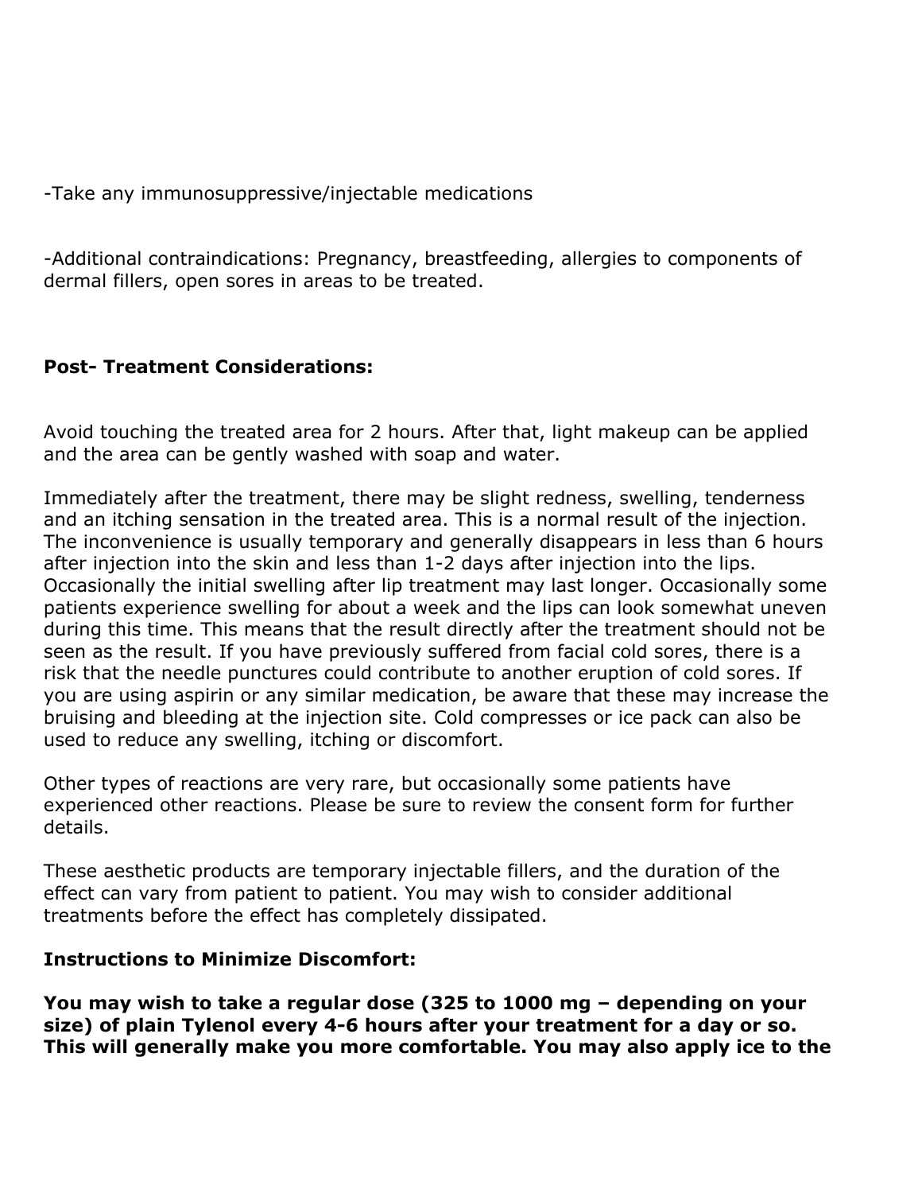-Take any immunosuppressive/injectable medications

-Additional contraindications: Pregnancy, breastfeeding, allergies to components of dermal fillers, open sores in areas to be treated.

**Post- Treatment Considerations:**

Avoid touching the treated area for 2 hours. After that, light makeup can be applied and the area can be gently washed with soap and water.

Immediately after the treatment, there may be slight redness, swelling, tenderness and an itching sensation in the treated area. This is a normal result of the injection. The inconvenience is usually temporary and generally disappears in less than 6 hours after injection into the skin and less than 1-2 days after injection into the lips. Occasionally the initial swelling after lip treatment may last longer. Occasionally some patients experience swelling for about a week and the lips can look somewhat uneven during this time. This means that the result directly after the treatment should not be seen as the result. If you have previously suffered from facial cold sores, there is a risk that the needle punctures could contribute to another eruption of cold sores. If you are using aspirin or any similar medication, be aware that these may increase the bruising and bleeding at the injection site. Cold compresses or ice pack can also be used to reduce any swelling, itching or discomfort.

Other types of reactions are very rare, but occasionally some patients have experienced other reactions. Please be sure to review the consent form for further details.

These aesthetic products are temporary injectable fillers, and the duration of the effect can vary from patient to patient. You may wish to consider additional treatments before the effect has completely dissipated.

**Instructions to Minimize Discomfort:**

**You may wish to take a regular dose (325 to 1000 mg – depending on your size) of plain Tylenol every 4-6 hours after your treatment for a day or so. This will generally make you more comfortable. You may also apply ice to the**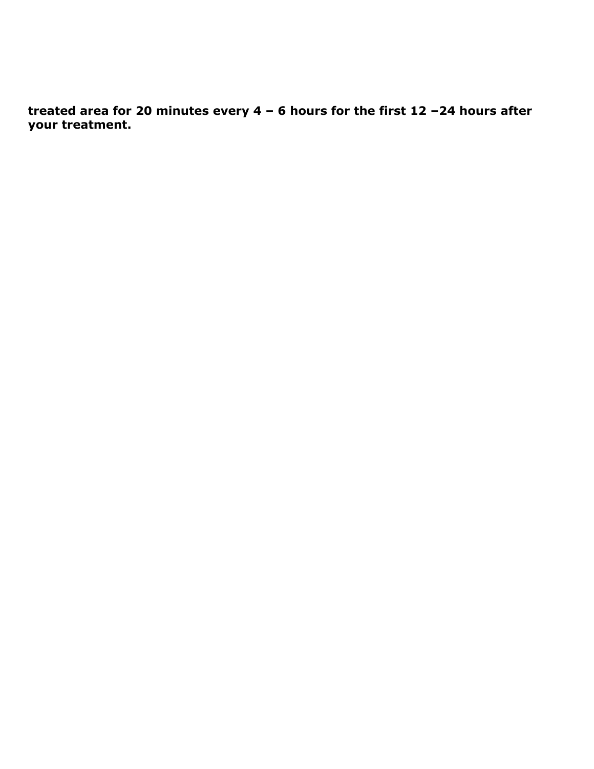**treated area for 20 minutes every 4 – 6 hours for the first 12 –24 hours after your treatment.**